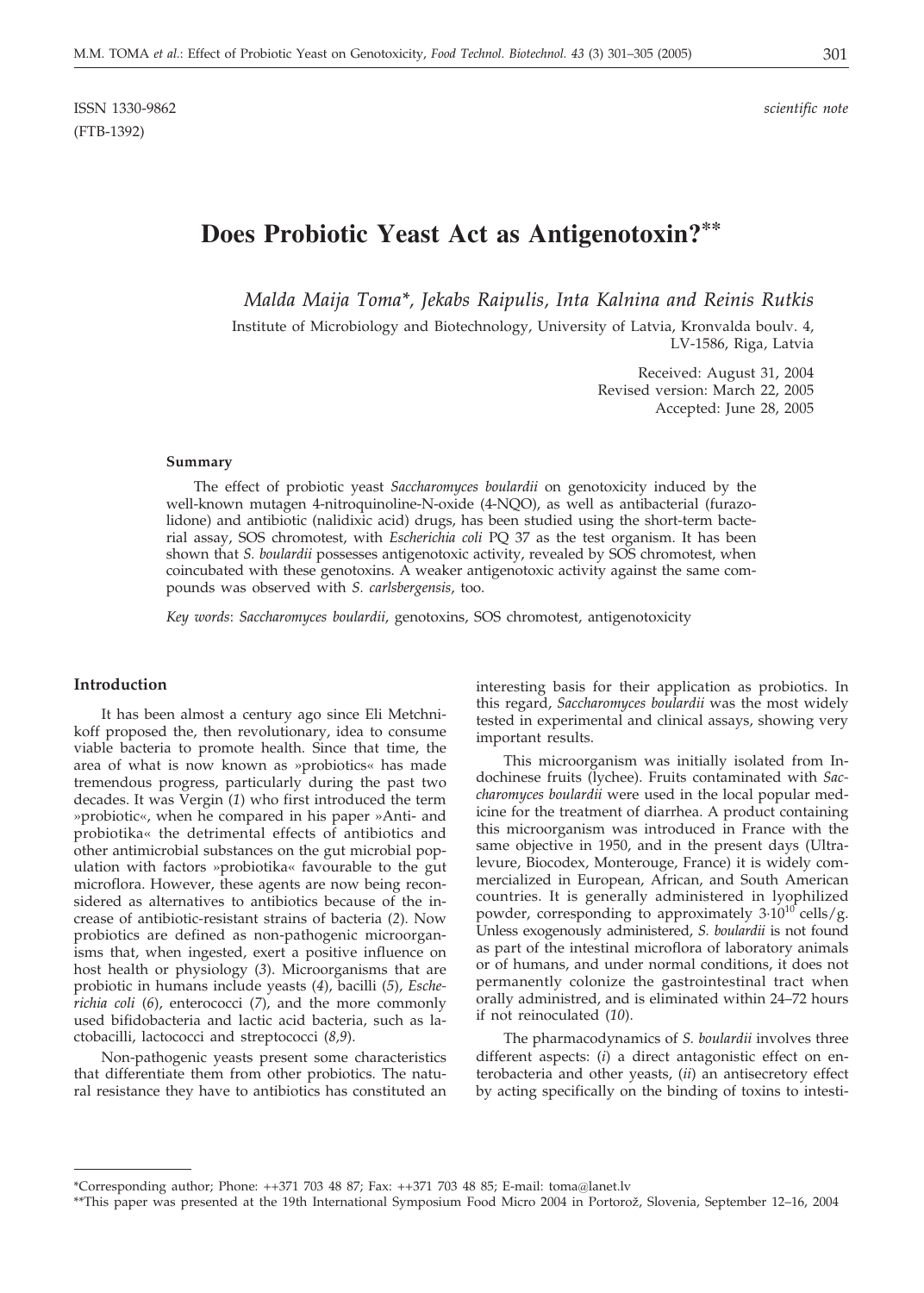ISSN 1330-9862
(FTB-1392)

*scientific note*

# Does Probiotic Yeast Act as Antigenotoxin?**

*Malda Maija Toma*, Jekabs Raipulis, Inta Kalnina and Reinis Rutkis*

Institute of Microbiology and Biotechnology, University of Latvia, Kronvalda boulv. 4, LV-1586, Riga, Latvia

Received: August 31, 2004
Revised version: March 22, 2005
Accepted: June 28, 2005

### Summary

The effect of probiotic yeast *Saccharomyces boulardii* on genotoxicity induced by the well-known mutagen 4-nitroquinoline-N-oxide (4-NQO), as well as antibacterial (furazolidone) and antibiotic (nalidixic acid) drugs, has been studied using the short-term bacterial assay, SOS chromotest, with *Escherichia coli* PQ 37 as the test organism. It has been shown that *S. boulardii* possesses antigenotoxic activity, revealed by SOS chromotest, when coincubated with these genotoxins. A weaker antigenotoxic activity against the same compounds was observed with *S. carlsbergensis*, too.

*Key words*: *Saccharomyces boulardii*, genotoxins, SOS chromotest, antigenotoxicity

## Introduction

It has been almost a century ago since Eli Metchnikoff proposed the, then revolutionary, idea to consume viable bacteria to promote health. Since that time, the area of what is now known as »probiotics« has made tremendous progress, particularly during the past two decades. It was Vergin (*1*) who first introduced the term »probiotic«, when he compared in his paper »Anti- and probiotika« the detrimental effects of antibiotics and other antimicrobial substances on the gut microbial population with factors »probiotika« favourable to the gut microflora. However, these agents are now being reconsidered as alternatives to antibiotics because of the increase of antibiotic-resistant strains of bacteria (*2*). Now probiotics are defined as non-pathogenic microorganisms that, when ingested, exert a positive influence on host health or physiology (*3*). Microorganisms that are probiotic in humans include yeasts (*4*), bacilli (*5*), *Escherichia coli* (*6*), enterococci (*7*), and the more commonly used bifidobacteria and lactic acid bacteria, such as lactobacilli, lactococci and streptococci (*8,9*).

Non-pathogenic yeasts present some characteristics that differentiate them from other probiotics. The natural resistance they have to antibiotics has constituted an interesting basis for their application as probiotics. In this regard, *Saccharomyces boulardii* was the most widely tested in experimental and clinical assays, showing very important results.

This microorganism was initially isolated from Indochinese fruits (lychee). Fruits contaminated with *Saccharomyces boulardii* were used in the local popular medicine for the treatment of diarrhea. A product containing this microorganism was introduced in France with the same objective in 1950, and in the present days (Ultralevure, Biocodex, Monterouge, France) it is widely commercialized in European, African, and South American countries. It is generally administered in lyophilized powder, corresponding to approximately $3 \cdot 10^{10}$ cells/g. Unless exogenously administered, *S. boulardii* is not found as part of the intestinal microflora of laboratory animals or of humans, and under normal conditions, it does not permanently colonize the gastrointestinal tract when orally administered, and is eliminated within 24–72 hours if not reinoculated (*10*).

The pharmacodynamics of *S. boulardii* involves three different aspects: (*i*) a direct antagonistic effect on enterobacteria and other yeasts, (*ii*) an antisecretory effect by acting specifically on the binding of toxins to intesti-

---

*Corresponding author; Phone: ++371 703 48 87; Fax: ++371 703 48 85; E-mail: toma@lanet.lv

**This paper was presented at the 19th International Symposium Food Micro 2004 in Portorož, Slovenia, September 12–16, 2004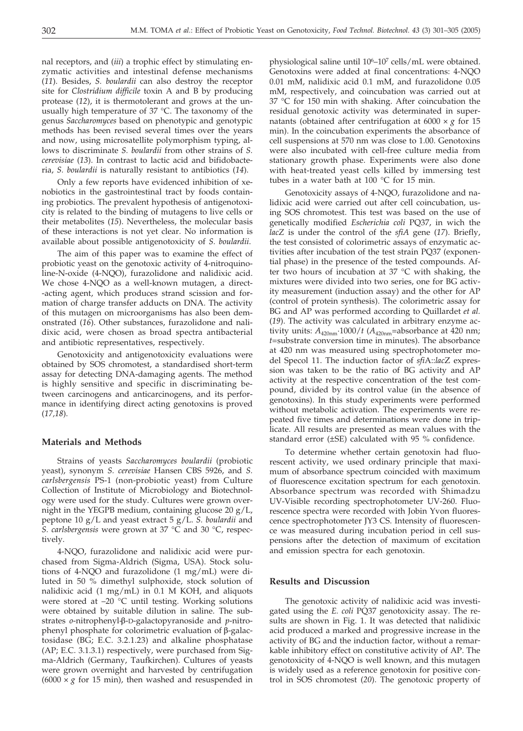nal receptors, and (*iii*) a trophic effect by stimulating enzymatic activities and intestinal defense mechanisms (*11*). Besides, *S. boulardii* can also destroy the receptor site for *Clostridium difficile* toxin A and B by producing protease (*12*), it is thermotolerant and grows at the unusually high temperature of 37 °C. The taxonomy of the genus *Saccharomyces* based on phenotypic and genotypic methods has been revised several times over the years and now, using microsatellite polymorphism typing, allows to discriminate *S. boulardii* from other strains of *S. cerevisiae* (*13*). In contrast to lactic acid and bifidobacteria, *S. boulardii* is naturally resistant to antibiotics (*14*).

Only a few reports have evidenced inhibition of xenobiotics in the gastrointestinal tract by foods containing probiotics. The prevalent hypothesis of antigenotoxicity is related to the binding of mutagens to live cells or their metabolites (*15*). Nevertheless, the molecular basis of these interactions is not yet clear. No information is available about possible antigenotoxicity of *S. boulardii*.

The aim of this paper was to examine the effect of probiotic yeast on the genotoxic activity of 4-nitroquinoline-N-oxide (4-NQO), furazolidone and nalidixic acid. We chose 4-NQO as a well-known mutagen, a direct-acting agent, which produces strand scission and formation of charge transfer adducts on DNA. The activity of this mutagen on microorganisms has also been demonstrated (*16*). Other substances, furazolidone and nalidixic acid, were chosen as broad spectra antibacterial and antibiotic representatives, respectively.

Genotoxicity and antigenotoxicity evaluations were obtained by SOS chromotest, a standardised short-term assay for detecting DNA-damaging agents. The method is highly sensitive and specific in discriminating between carcinogens and anticarcinogens, and its performance in identifying direct acting genotoxins is proved (*17,18*).

## Materials and Methods

Strains of yeasts *Saccharomyces boulardii* (probiotic yeast), synonym *S. cerevisiae* Hansen CBS 5926, and *S. carlsbergensis* PS-1 (non-probiotic yeast) from Culture Collection of Institute of Microbiology and Biotechnology were used for the study. Cultures were grown overnight in the YEGPB medium, containing glucose 20 g/L, peptone 10 g/L and yeast extract 5 g/L. *S. boulardii* and *S. carlsbergensis* were grown at 37 °C and 30 °C, respectively.

4-NQO, furazolidone and nalidixic acid were purchased from Sigma-Aldrich (Sigma, USA). Stock solutions of 4-NQO and furazolidone (1 mg/mL) were diluted in 50 % dimethyl sulphoxide, stock solution of nalidixic acid (1 mg/mL) in 0.1 M KOH, and aliquots were stored at –20 °C until testing. Working solutions were obtained by suitable dilution in saline. The substrates *o*-nitrophenyl-β-D-galactopyranoside and *p*-nitrophenyl phosphate for colorimetric evaluation of β-galactosidase (BG; E.C. 3.2.1.23) and alkaline phosphatase (AP; E.C. 3.1.3.1) respectively, were purchased from Sigma-Aldrich (Germany, Taufkirchen). Cultures of yeasts were grown overnight and harvested by centrifugation ($6000 \times g$ for 15 min), then washed and resuspended in physiological saline until $10^6$–$10^7$ cells/mL were obtained. Genotoxins were added at final concentrations: 4-NQO 0.01 mM, nalidixic acid 0.1 mM, and furazolidone 0.05 mM, respectively, and coincubation was carried out at 37 °C for 150 min with shaking. After coincubation the residual genotoxic activity was determinated in supernatants (obtained after centrifugation at $6000 \times g$ for 15 min). In the coincubation experiments the absorbance of cell suspensions at 570 nm was close to 1.00. Genotoxins were also incubated with cell-free culture media from stationary growth phase. Experiments were also done with heat-treated yeast cells killed by immersing test tubes in a water bath at 100 °C for 15 min.

Genotoxicity assays of 4-NQO, furazolidone and nalidixic acid were carried out after cell coincubation, using SOS chromotest. This test was based on the use of genetically modified *Escherichia coli* PQ37, in wich the *lacZ* is under the control of the *sfiA* gene (*17*). Briefly, the test consisted of colorimetric assays of enzymatic activities after incubation of the test strain PQ37 (exponential phase) in the presence of the tested compounds. After two hours of incubation at 37 °C with shaking, the mixtures were divided into two series, one for BG activity measurement (induction assay) and the other for AP (control of protein synthesis). The colorimetric assay for BG and AP was performed according to Quillardet *et al.* (*19*). The activity was calculated in arbitrary enzyme activity units: $A_{420nm} \cdot 1000/t$ ($A_{420nm}$=absorbance at 420 nm; $t$=substrate conversion time in minutes). The absorbance at 420 nm was measured using spectrophotometer model Specol 11. The induction factor of *sfi*A::*lac*Z expression was taken to be the ratio of BG activity and AP activity at the respective concentration of the test compound, divided by its control value (in the absence of genotoxins). In this study experiments were performed without metabolic activation. The experiments were repeated five times and determinations were done in triplicate. All results are presented as mean values with the standard error (±SE) calculated with 95 % confidence.

To determine whether certain genotoxin had fluorescent activity, we used ordinary principle that maximum of absorbance spectrum coincided with maximum of fluorescence excitation spectrum for each genotoxin. Absorbance spectrum was recorded with Shimadzu UV-Visible recording spectrophotometer UV-260. Fluorescence spectra were recorded with Jobin Yvon fluorescence spectrophotometer JY3 CS. Intensity of fluorescence was measured during incubation period in cell suspensions after the detection of maximum of excitation and emission spectra for each genotoxin.

## Results and Discussion

The genotoxic activity of nalidixic acid was investigated using the *E. coli* PQ37 genotoxicity assay. The results are shown in Fig. 1. It was detected that nalidixic acid produced a marked and progressive increase in the activity of BG and the induction factor, without a remarkable inhibitory effect on constitutive activity of AP. The genotoxicity of 4-NQO is well known, and this mutagen is widely used as a reference genotoxin for positive control in SOS chromotest (*20*). The genotoxic property of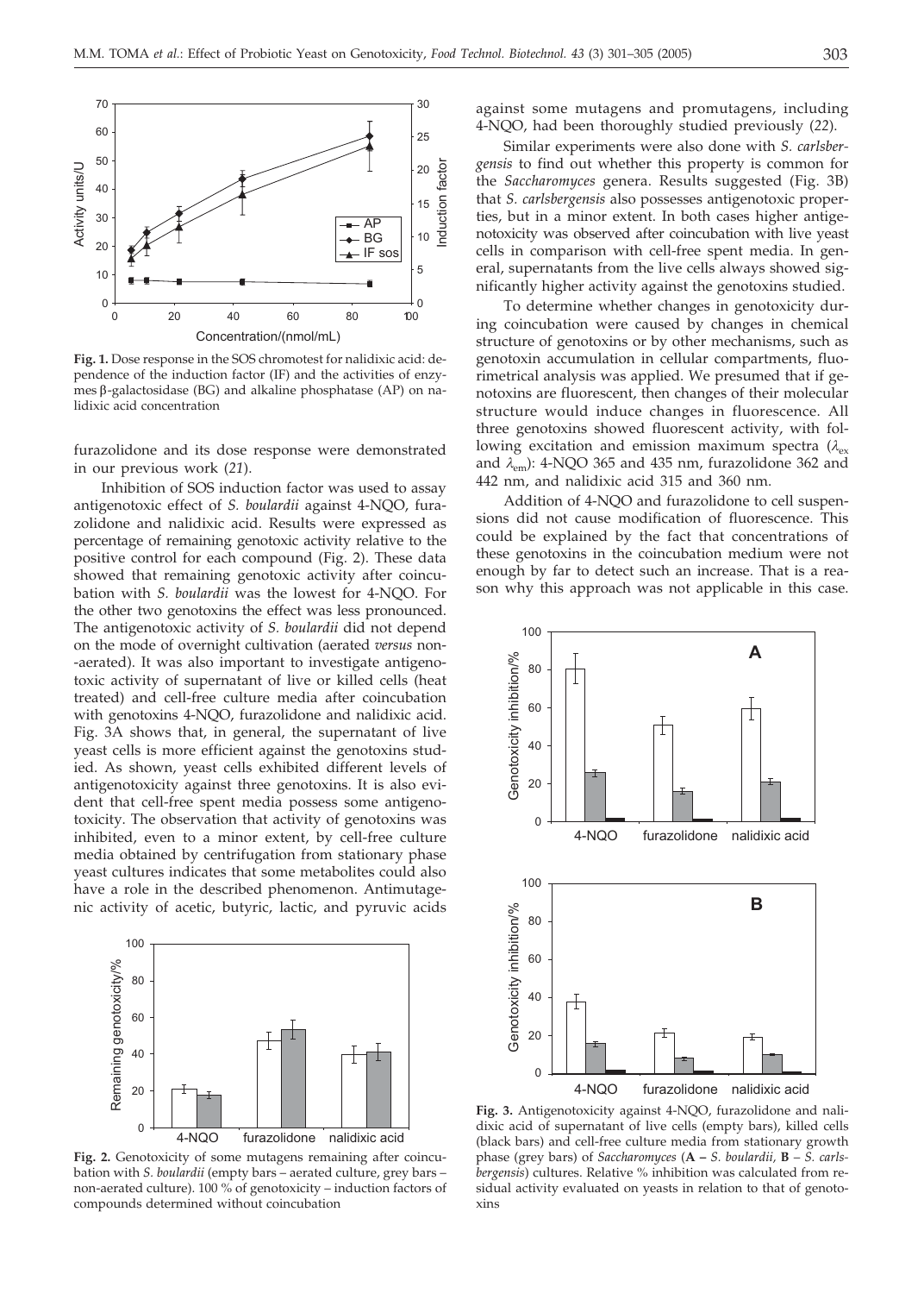**Fig. 1.** Dose response in the SOS chromotest for nalidixic acid: dependence of the induction factor (IF) and the activities of enzymes β-galactosidase (BG) and alkaline phosphatase (AP) on nalidixic acid concentration

furazolidone and its dose response were demonstrated in our previous work (*21*).

Inhibition of SOS induction factor was used to assay antigenotoxic effect of *S. boulardii* against 4-NQO, furazolidone and nalidixic acid. Results were expressed as percentage of remaining genotoxic activity relative to the positive control for each compound (Fig. 2). These data showed that remaining genotoxic activity after coincubation with *S. boulardii* was the lowest for 4-NQO. For the other two genotoxins the effect was less pronounced. The antigenotoxic activity of *S. boulardii* did not depend on the mode of overnight cultivation (aerated *versus* non-aerated). It was also important to investigate antigenotoxic activity of supernatant of live or killed cells (heat treated) and cell-free culture media after coincubation with genotoxins 4-NQO, furazolidone and nalidixic acid. Fig. 3A shows that, in general, the supernatant of live yeast cells is more efficient against the genotoxins studied. As shown, yeast cells exhibited different levels of antigenotoxicity against three genotoxins. It is also evident that cell-free spent media possess some antigenotoxicity. The observation that activity of genotoxins was inhibited, even to a minor extent, by cell-free culture media obtained by centrifugation from stationary phase yeast cultures indicates that some metabolites could also have a role in the described phenomenon. Antimutagenic activity of acetic, butyric, lactic, and pyruvic acids against some mutagens and promutagens, including 4-NQO, had been thoroughly studied previously (*22*).

**Fig. 2.** Genotoxicity of some mutagens remaining after coincubation with *S. boulardii* (empty bars – aerated culture, grey bars – non-aerated culture). 100 % of genotoxicity – induction factors of compounds determined without coincubation

Similar experiments were also done with *S. carlsbergensis* to find out whether this property is common for the *Saccharomyces* genera. Results suggested (Fig. 3B) that *S. carlsbergensis* also possesses antigenotoxic properties, but in a minor extent. In both cases higher antigenotoxicity was observed after coincubation with live yeast cells in comparison with cell-free spent media. In general, supernatants from the live cells always showed significantly higher activity against the genotoxins studied.

To determine whether changes in genotoxicity during coincubation were caused by changes in chemical structure of genotoxins or by other mechanisms, such as genotoxin accumulation in cellular compartments, fluorimetrical analysis was applied. We presumed that if genotoxins are fluorescent, then changes of their molecular structure would induce changes in fluorescence. All three genotoxins showed fluorescent activity, with following excitation and emission maximum spectra ($\lambda_{ex}$ and $\lambda_{em}$): 4-NQO 365 and 435 nm, furazolidone 362 and 442 nm, and nalidixic acid 315 and 360 nm.

Addition of 4-NQO and furazolidone to cell suspensions did not cause modification of fluorescence. This could be explained by the fact that concentrations of these genotoxins in the coincubation medium were not enough by far to detect such an increase. That is a reason why this approach was not applicable in this case.

**Fig. 3.** Antigenotoxicity against 4-NQO, furazolidone and nalidixic acid of supernatant of live cells (empty bars), killed cells (black bars) and cell-free culture media from stationary growth phase (grey bars) of *Saccharomyces* (**A** – *S. boulardii*, **B** – *S. carlsbergensis*) cultures. Relative % inhibition was calculated from residual activity evaluated on yeasts in relation to that of genotoxins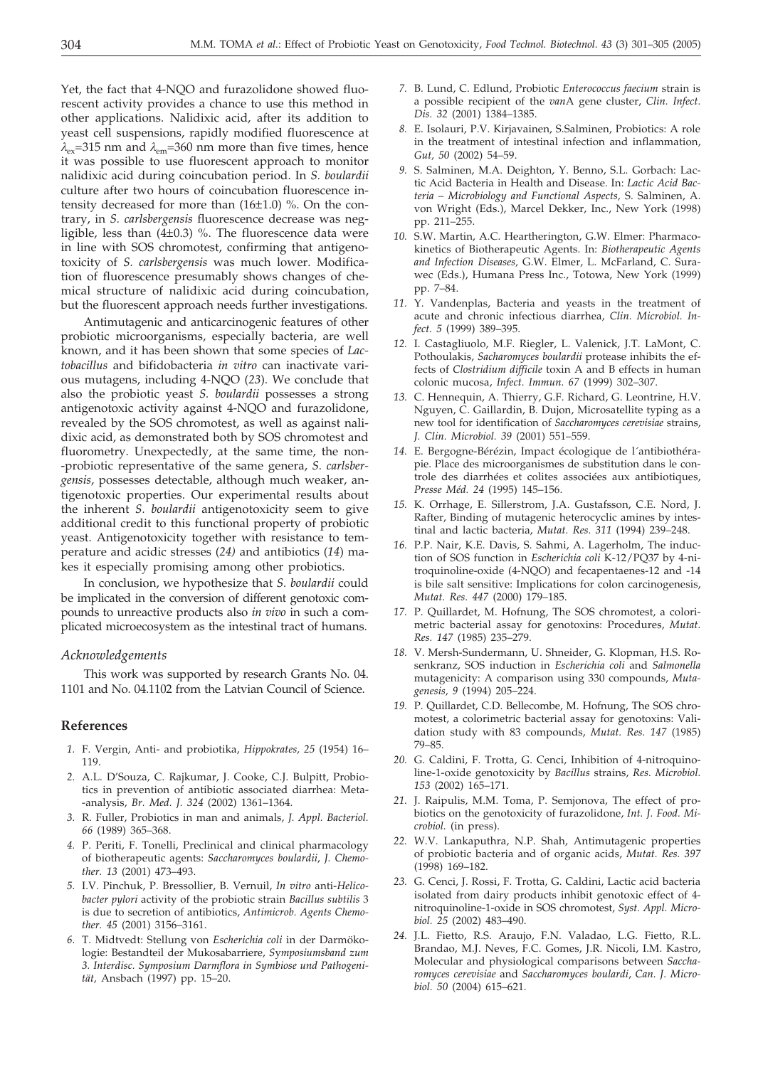Yet, the fact that 4-NQO and furazolidone showed fluorescent activity provides a chance to use this method in other applications. Nalidixic acid, after its addition to yeast cell suspensions, rapidly modified fluorescence at $\lambda_{ex}$=315 nm and $\lambda_{em}$=360 nm more than five times, hence it was possible to use fluorescent approach to monitor nalidixic acid during coincubation period. In *S. boulardii* culture after two hours of coincubation fluorescence intensity decreased for more than (16±1.0) %. On the contrary, in *S. carlsbergensis* fluorescence decrease was negligible, less than (4±0.3) %. The fluorescence data were in line with SOS chromotest, confirming that antigenotoxicity of *S. carlsbergensis* was much lower. Modification of fluorescence presumably shows changes of chemical structure of nalidixic acid during coincubation, but the fluorescent approach needs further investigations.

Antimutagenic and anticarcinogenic features of other probiotic microorganisms, especially bacteria, are well known, and it has been shown that some species of *Lactobacillus* and bifidobacteria *in vitro* can inactivate various mutagens, including 4-NQO (*23*). We conclude that also the probiotic yeast *S. boulardii* possesses a strong antigenotoxic activity against 4-NQO and furazolidone, revealed by the SOS chromotest, as well as against nalidixic acid, as demonstrated both by SOS chromotest and fluorometry. Unexpectedly, at the same time, the non-probiotic representative of the same genera, *S. carlsbergensis*, possesses detectable, although much weaker, antigenotoxic properties. Our experimental results about the inherent *S. boulardii* antigenotoxicity seem to give additional credit to this functional property of probiotic yeast. Antigenotoxicity together with resistance to temperature and acidic stresses (*24)* and antibiotics (*14*) makes it especially promising among other probiotics.

In conclusion, we hypothesize that *S. boulardii* could be implicated in the conversion of different genotoxic compounds to unreactive products also *in vivo* in such a complicated microecosystem as the intestinal tract of humans.

### *Acknowledgements*

This work was supported by research Grants No. 04. 1101 and No. 04.1102 from the Latvian Council of Science.

## References

1. F. Vergin, Anti- and probiotika, *Hippokrates, 25* (1954) 16–119.
2. A.L. D'Souza, C. Rajkumar, J. Cooke, C.J. Bulpitt, Probiotics in prevention of antibiotic associated diarrhea: Meta-analysis, *Br. Med. J. 324* (2002) 1361–1364.
3. R. Fuller, Probiotics in man and animals, *J. Appl. Bacteriol. 66* (1989) 365–368.
4. P. Periti, F. Tonelli, Preclinical and clinical pharmacology of biotherapeutic agents: *Saccharomyces boulardii*, *J. Chemother. 13* (2001) 473–493.
5. I.V. Pinchuk, P. Bressollier, B. Vernuil, *In vitro* anti-*Helicobacter pylori* activity of the probiotic strain *Bacillus subtilis* 3 is due to secretion of antibiotics, *Antimicrob. Agents Chemother. 45* (2001) 3156–3161.
6. T. Midtvedt: Stellung von *Escherichia coli* in der Darmökologie: Bestandteil der Mukosabarriere, *Symposiumsband zum 3. Interdisc. Symposium Darmflora in Symbiose und Pathogenität*, Ansbach (1997) pp. 15–20.
7. B. Lund, C. Edlund, Probiotic *Enterococcus faecium* strain is a possible recipient of the *van*A gene cluster, *Clin. Infect. Dis. 32* (2001) 1384–1385.
8. E. Isolauri, P.V. Kirjavainen, S.Salminen, Probiotics: A role in the treatment of intestinal infection and inflammation, *Gut, 50* (2002) 54–59.
9. S. Salminen, M.A. Deighton, Y. Benno, S.L. Gorbach: Lactic Acid Bacteria in Health and Disease. In: *Lactic Acid Bacteria – Microbiology and Functional Aspects*, S. Salminen, A. von Wright (Eds.), Marcel Dekker, Inc., New York (1998) pp. 211–255.
10. S.W. Martin, A.C. Heartherington, G.W. Elmer: Pharmacokinetics of Biotherapeutic Agents. In: *Biotherapeutic Agents and Infection Diseases*, G.W. Elmer, L. McFarland, C. Surawec (Eds.), Humana Press Inc., Totowa, New York (1999) pp. 7–84.
11. Y. Vandenplas, Bacteria and yeasts in the treatment of acute and chronic infectious diarrhea, *Clin. Microbiol. Infect. 5* (1999) 389–395.
12. I. Castagliuolo, M.F. Riegler, L. Valenick, J.T. LaMont, C. Pothoulakis, *Sacharomyces boulardii* protease inhibits the effects of *Clostridium difficile* toxin A and B effects in human colonic mucosa, *Infect. Immun. 67* (1999) 302–307.
13. C. Hennequin, A. Thierry, G.F. Richard, G. Leontrine, H.V. Nguyen, C. Gaillardin, B. Dujon, Microsatellite typing as a new tool for identification of *Saccharomyces cerevisiae* strains, *J. Clin. Microbiol. 39* (2001) 551–559.
14. E. Bergogne-Bérézin, Impact écologique de l´antibiothérapie. Place des microorganismes de substitution dans le controle des diarrhées et colites associées aux antibiotiques, *Presse Méd. 24* (1995) 145–156.
15. K. Orrhage, E. Sillerstrom, J.A. Gustafsson, C.E. Nord, J. Rafter, Binding of mutagenic heterocyclic amines by intestinal and lactic bacteria, *Mutat. Res. 311* (1994) 239–248.
16. P.P. Nair, K.E. Davis, S. Sahmi, A. Lagerholm, The induction of SOS function in *Escherichia coli* K-12/PQ37 by 4-nitroquinoline-oxide (4-NQO) and fecapentaenes-12 and -14 is bile salt sensitive: Implications for colon carcinogenesis, *Mutat. Res. 447* (2000) 179–185.
17. P. Quillardet, M. Hofnung, The SOS chromotest, a colorimetric bacterial assay for genotoxins: Procedures, *Mutat. Res. 147* (1985) 235–279.
18. V. Mersh-Sundermann, U. Shneider, G. Klopman, H.S. Rosenkranz, SOS induction in *Escherichia coli* and *Salmonella* mutagenicity: A comparison using 330 compounds, *Mutagenesis, 9* (1994) 205–224.
19. P. Quillardet, C.D. Bellecombe, M. Hofnung, The SOS chromotest, a colorimetric bacterial assay for genotoxins: Validation study with 83 compounds, *Mutat. Res. 147* (1985) 79–85.
20. G. Caldini, F. Trotta, G. Cenci, Inhibition of 4-nitroquinoline-1-oxide genotoxicity by *Bacillus* strains, *Res. Microbiol. 153* (2002) 165–171.
21. J. Raipulis, M.M. Toma, P. Semjonova, The effect of probiotics on the genotoxicity of furazolidone, *Int. J. Food. Microbiol.* (in press).
22. W.V. Lankaputhra, N.P. Shah, Antimutagenic properties of probiotic bacteria and of organic acids, *Mutat. Res. 397* (1998) 169–182.
23. G. Cenci, J. Rossi, F. Trotta, G. Caldini, Lactic acid bacteria isolated from dairy products inhibit genotoxic effect of 4-nitroquinoline-1-oxide in SOS chromotest, *Syst. Appl. Microbiol. 25* (2002) 483–490.
24. J.L. Fietto, R.S. Araujo, F.N. Valadao, L.G. Fietto, R.L. Brandao, M.J. Neves, F.C. Gomes, J.R. Nicoli, I.M. Kastro, Molecular and physiological comparisons between *Saccharomyces cerevisiae* and *Saccharomyces boulardi*, *Can. J. Microbiol. 50* (2004) 615–621.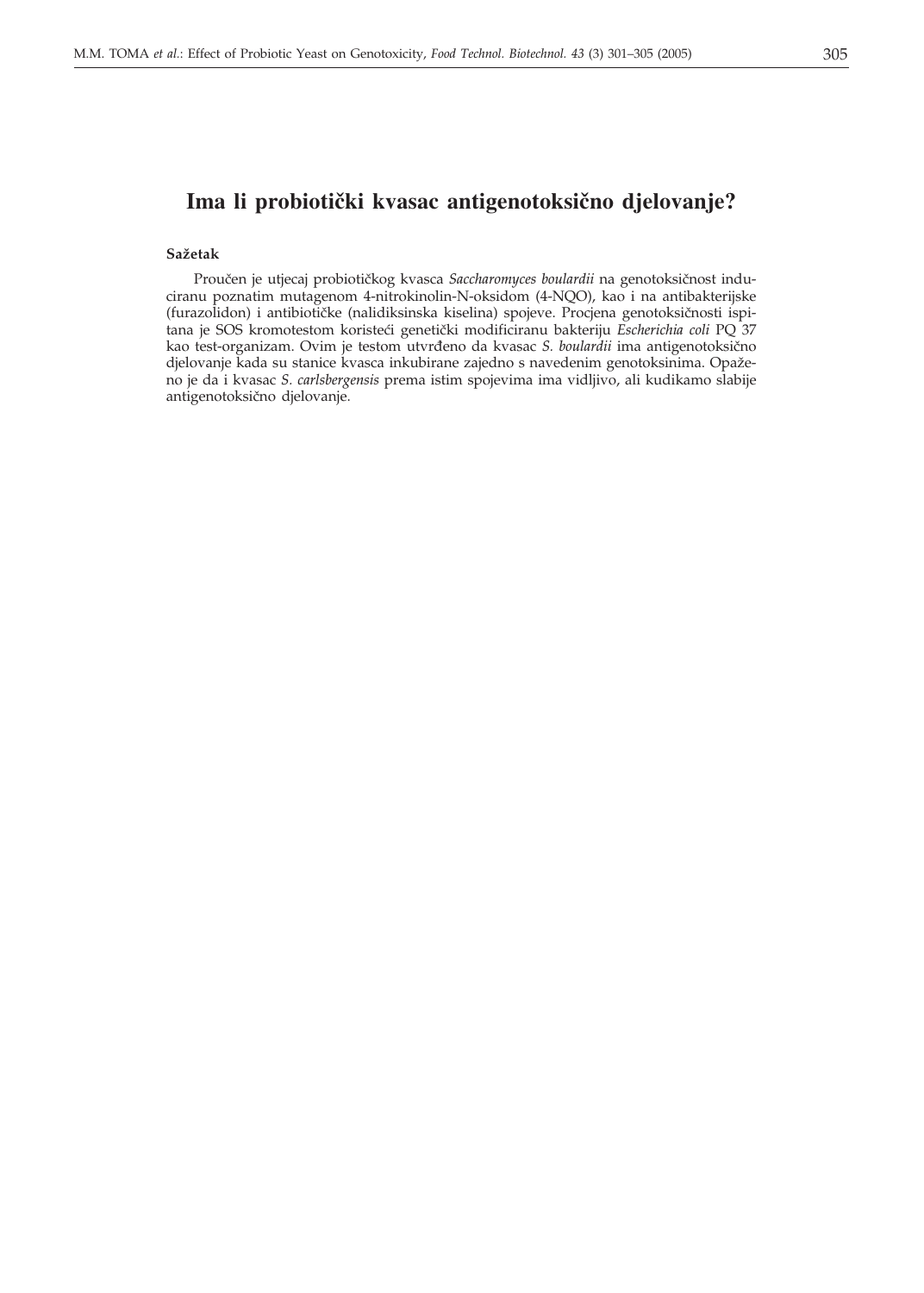# Ima li probiotički kvasac antigenotoksično djelovanje?

**Sažetak**

Proučen je utjecaj probiotičkog kvasca *Saccharomyces boulardii* na genotoksičnost induciranu poznatim mutagenom 4-nitrokinolin-N-oksidom (4-NQO), kao i na antibakterijske (furazolidon) i antibiotičke (nalidiksinska kiselina) spojeve. Procjena genotoksičnosti ispitana je SOS kromotestom koristeći genetički modificiranu bakteriju *Escherichia coli* PQ 37 kao test-organizam. Ovim je testom utvrđeno da kvasac *S. boulardii* ima antigenotoksično djelovanje kada su stanice kvasca inkubirane zajedno s navedenim genotoksinima. Opaženo je da i kvasac *S. carlsbergensis* prema istim spojevima ima vidljivo, ali kudikamo slabije antigenotoksično djelovanje.